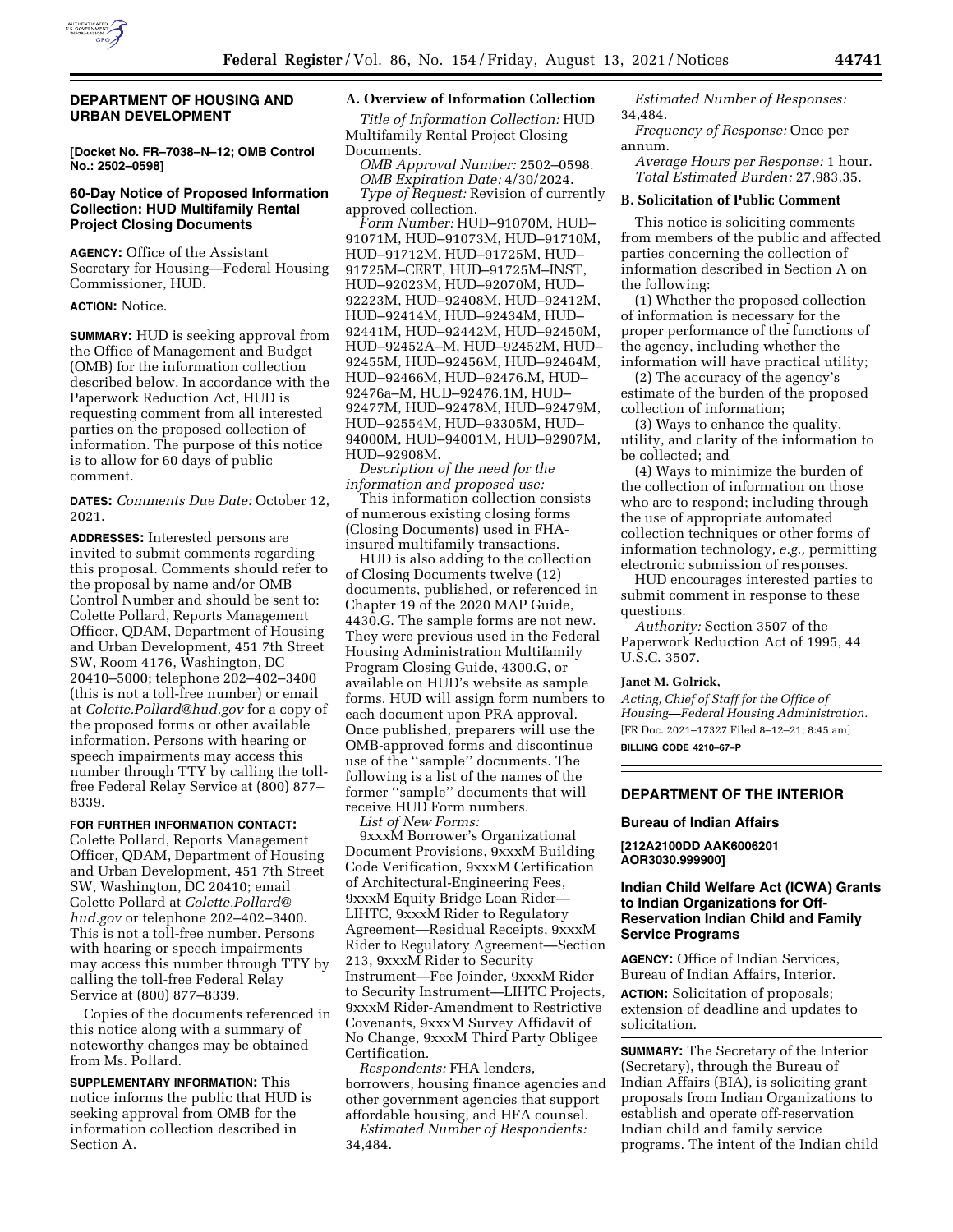## DEPARTMENT OF HOUSING AND URBAN DEVELOPMENT

**[Docket No. FR–7038–N–12; OMB Control No.: 2502–0598]**

### 60-Day Notice of Proposed Information Collection: HUD Multifamily Rental Project Closing Documents

**AGENCY:** Office of the Assistant Secretary for Housing—Federal Housing Commissioner, HUD.

**ACTION:** Notice.

**SUMMARY:** HUD is seeking approval from the Office of Management and Budget (OMB) for the information collection described below. In accordance with the Paperwork Reduction Act, HUD is requesting comment from all interested parties on the proposed collection of information. The purpose of this notice is to allow for 60 days of public comment.

**DATES:** *Comments Due Date:* October 12, 2021.

**ADDRESSES:** Interested persons are invited to submit comments regarding this proposal. Comments should refer to the proposal by name and/or OMB Control Number and should be sent to: Colette Pollard, Reports Management Officer, QDAM, Department of Housing and Urban Development, 451 7th Street SW, Room 4176, Washington, DC 20410–5000; telephone 202–402–3400 (this is not a toll-free number) or email at *Colette.Pollard@hud.gov* for a copy of the proposed forms or other available information. Persons with hearing or speech impairments may access this number through TTY by calling the toll-free Federal Relay Service at (800) 877–8339.

**FOR FURTHER INFORMATION CONTACT:** Colette Pollard, Reports Management Officer, QDAM, Department of Housing and Urban Development, 451 7th Street SW, Washington, DC 20410; email Colette Pollard at *Colette.Pollard@hud.gov* or telephone 202–402–3400. This is not a toll-free number. Persons with hearing or speech impairments may access this number through TTY by calling the toll-free Federal Relay Service at (800) 877–8339.

Copies of the documents referenced in this notice along with a summary of noteworthy changes may be obtained from Ms. Pollard.

**SUPPLEMENTARY INFORMATION:** This notice informs the public that HUD is seeking approval from OMB for the information collection described in Section A.

### A. Overview of Information Collection

*Title of Information Collection:* HUD Multifamily Rental Project Closing Documents.

*OMB Approval Number:* 2502–0598.

*OMB Expiration Date:* 4/30/2024.

*Type of Request:* Revision of currently approved collection.

*Form Number:* HUD–91070M, HUD–91071M, HUD–91073M, HUD–91710M, HUD–91712M, HUD–91725M, HUD–91725M–CERT, HUD–91725M–INST, HUD–92023M, HUD–92070M, HUD–92223M, HUD–92408M, HUD–92412M, HUD–92414M, HUD–92434M, HUD–92441M, HUD–92442M, HUD–92450M, HUD–92452A–M, HUD–92452M, HUD–92455M, HUD–92456M, HUD–92464M, HUD–92466M, HUD–92476.M, HUD–92476a–M, HUD–92476.1M, HUD–92477M, HUD–92478M, HUD–92479M, HUD–92554M, HUD–93305M, HUD–94000M, HUD–94001M, HUD–92907M, HUD–92908M.

*Description of the need for the information and proposed use:*

This information collection consists of numerous existing closing forms (Closing Documents) used in FHA-insured multifamily transactions.

HUD is also adding to the collection of Closing Documents twelve (12) documents, published, or referenced in Chapter 19 of the 2020 MAP Guide, 4430.G. The sample forms are not new. They were previous used in the Federal Housing Administration Multifamily Program Closing Guide, 4300.G, or available on HUD's website as sample forms. HUD will assign form numbers to each document upon PRA approval. Once published, preparers will use the OMB-approved forms and discontinue use of the ''sample'' documents. The following is a list of the names of the former ''sample'' documents that will receive HUD Form numbers.

*List of New Forms:*

9xxxM Borrower's Organizational Document Provisions, 9xxxM Building Code Verification, 9xxxM Certification of Architectural-Engineering Fees, 9xxxM Equity Bridge Loan Rider—LIHTC, 9xxxM Rider to Regulatory Agreement—Residual Receipts, 9xxxM Rider to Regulatory Agreement—Section 213, 9xxxM Rider to Security Instrument—Fee Joinder, 9xxxM Rider to Security Instrument—LIHTC Projects, 9xxxM Rider-Amendment to Restrictive Covenants, 9xxxM Survey Affidavit of No Change, 9xxxM Third Party Obligee Certification.

*Respondents:* FHA lenders, borrowers, housing finance agencies and other government agencies that support affordable housing, and HFA counsel.

*Estimated Number of Respondents:* 34,484.

*Estimated Number of Responses:* 34,484.

*Frequency of Response:* Once per annum.

*Average Hours per Response:* 1 hour.

*Total Estimated Burden:* 27,983.35.

### B. Solicitation of Public Comment

This notice is soliciting comments from members of the public and affected parties concerning the collection of information described in Section A on the following:

(1) Whether the proposed collection of information is necessary for the proper performance of the functions of the agency, including whether the information will have practical utility;

(2) The accuracy of the agency's estimate of the burden of the proposed collection of information;

(3) Ways to enhance the quality, utility, and clarity of the information to be collected; and

(4) Ways to minimize the burden of the collection of information on those who are to respond; including through the use of appropriate automated collection techniques or other forms of information technology, *e.g.,* permitting electronic submission of responses.

HUD encourages interested parties to submit comment in response to these questions.

*Authority:* Section 3507 of the Paperwork Reduction Act of 1995, 44 U.S.C. 3507.

**Janet M. Golrick,**

*Acting, Chief of Staff for the Office of Housing—Federal Housing Administration.*

[FR Doc. 2021–17327 Filed 8–12–21; 8:45 am]

**BILLING CODE 4210–67–P**

## DEPARTMENT OF THE INTERIOR

### Bureau of Indian Affairs

**[212A2100DD AAK6006201 AOR3030.999900]**

### Indian Child Welfare Act (ICWA) Grants to Indian Organizations for Off-Reservation Indian Child and Family Service Programs

**AGENCY:** Office of Indian Services, Bureau of Indian Affairs, Interior.

**ACTION:** Solicitation of proposals; extension of deadline and updates to solicitation.

**SUMMARY:** The Secretary of the Interior (Secretary), through the Bureau of Indian Affairs (BIA), is soliciting grant proposals from Indian Organizations to establish and operate off-reservation Indian child and family service programs. The intent of the Indian child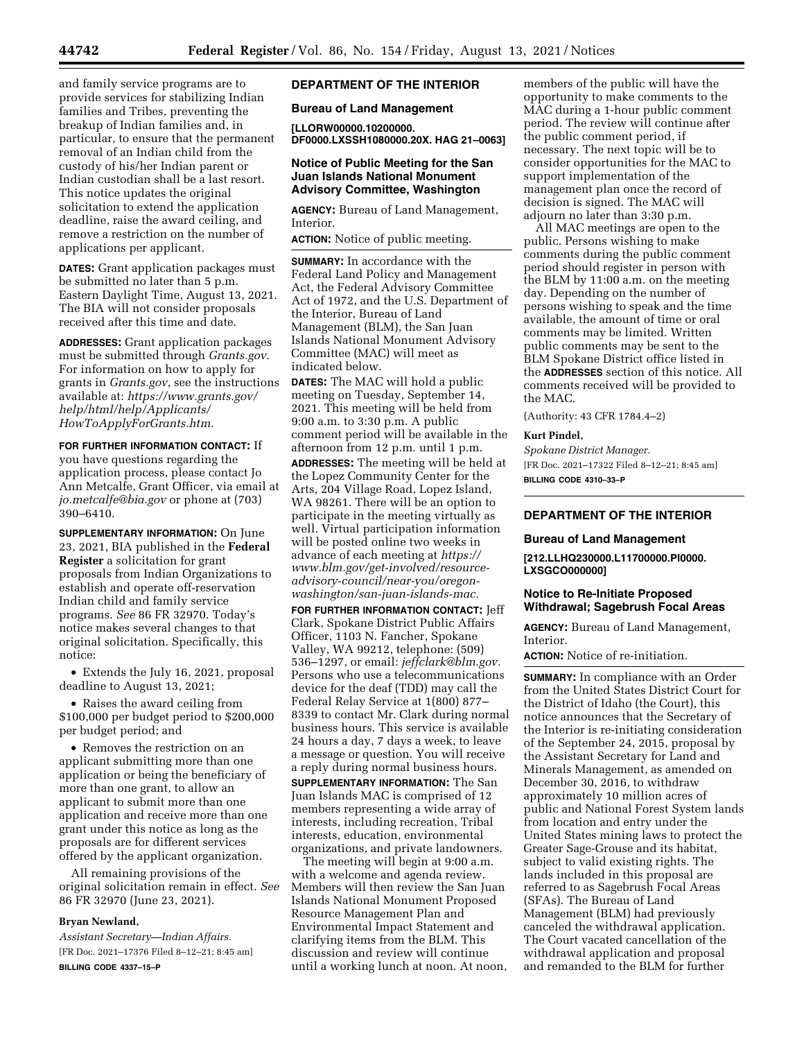and family service programs are to provide services for stabilizing Indian families and Tribes, preventing the breakup of Indian families and, in particular, to ensure that the permanent removal of an Indian child from the custody of his/her Indian parent or Indian custodian shall be a last resort. This notice updates the original solicitation to extend the application deadline, raise the award ceiling, and remove a restriction on the number of applications per applicant.

**DATES:** Grant application packages must be submitted no later than 5 p.m. Eastern Daylight Time, August 13, 2021. The BIA will not consider proposals received after this time and date.

**ADDRESSES:** Grant application packages must be submitted through *Grants.gov*. For information on how to apply for grants in *Grants.gov*, see the instructions available at: *https://www.grants.gov/help/html/help/Applicants/HowToApplyForGrants.htm.*

**FOR FURTHER INFORMATION CONTACT:** If you have questions regarding the application process, please contact Jo Ann Metcalfe, Grant Officer, via email at *jo.metcalfe@bia.gov* or phone at (703) 390–6410.

**SUPPLEMENTARY INFORMATION:** On June 23, 2021, BIA published in the **Federal Register** a solicitation for grant proposals from Indian Organizations to establish and operate off-reservation Indian child and family service programs. *See* 86 FR 32970. Today's notice makes several changes to that original solicitation. Specifically, this notice:

- Extends the July 16, 2021, proposal deadline to August 13, 2021;
- Raises the award ceiling from $100,000 per budget period to $200,000 per budget period; and
- Removes the restriction on an applicant submitting more than one application or being the beneficiary of more than one grant, to allow an applicant to submit more than one application and receive more than one grant under this notice as long as the proposals are for different services offered by the applicant organization.

All remaining provisions of the original solicitation remain in effect. *See* 86 FR 32970 (June 23, 2021).

**Bryan Newland,**

*Assistant Secretary—Indian Affairs.*

[FR Doc. 2021–17376 Filed 8–12–21; 8:45 am]

**BILLING CODE 4337–15–P**

## DEPARTMENT OF THE INTERIOR

### Bureau of Land Management

**[LLORW00000.10200000.DF0000.LXSSH1080000.20X. HAG 21–0063]**

### Notice of Public Meeting for the San Juan Islands National Monument Advisory Committee, Washington

**AGENCY:** Bureau of Land Management, Interior.

**ACTION:** Notice of public meeting.

**SUMMARY:** In accordance with the Federal Land Policy and Management Act, the Federal Advisory Committee Act of 1972, and the U.S. Department of the Interior, Bureau of Land Management (BLM), the San Juan Islands National Monument Advisory Committee (MAC) will meet as indicated below.

**DATES:** The MAC will hold a public meeting on Tuesday, September 14, 2021. This meeting will be held from 9:00 a.m. to 3:30 p.m. A public comment period will be available in the afternoon from 12 p.m. until 1 p.m.

**ADDRESSES:** The meeting will be held at the Lopez Community Center for the Arts, 204 Village Road, Lopez Island, WA 98261. There will be an option to participate in the meeting virtually as well. Virtual participation information will be posted online two weeks in advance of each meeting at *https://www.blm.gov/get-involved/resource-advisory-council/near-you/oregon-washington/san-juan-islands-mac.*

**FOR FURTHER INFORMATION CONTACT:** Jeff Clark, Spokane District Public Affairs Officer, 1103 N. Fancher, Spokane Valley, WA 99212, telephone: (509) 536–1297, or email: *jeffclark@blm.gov.* Persons who use a telecommunications device for the deaf (TDD) may call the Federal Relay Service at 1(800) 877–8339 to contact Mr. Clark during normal business hours. This service is available 24 hours a day, 7 days a week, to leave a message or question. You will receive a reply during normal business hours.

**SUPPLEMENTARY INFORMATION:** The San Juan Islands MAC is comprised of 12 members representing a wide array of interests, including recreation, Tribal interests, education, environmental organizations, and private landowners.

The meeting will begin at 9:00 a.m. with a welcome and agenda review. Members will then review the San Juan Islands National Monument Proposed Resource Management Plan and Environmental Impact Statement and clarifying items from the BLM. This discussion and review will continue until a working lunch at noon. At noon, members of the public will have the opportunity to make comments to the MAC during a 1-hour public comment period. The review will continue after the public comment period, if necessary. The next topic will be to consider opportunities for the MAC to support implementation of the management plan once the record of decision is signed. The MAC will adjourn no later than 3:30 p.m.

All MAC meetings are open to the public. Persons wishing to make comments during the public comment period should register in person with the BLM by 11:00 a.m. on the meeting day. Depending on the number of persons wishing to speak and the time available, the amount of time or oral comments may be limited. Written public comments may be sent to the BLM Spokane District office listed in the **ADDRESSES** section of this notice. All comments received will be provided to the MAC.

(Authority: 43 CFR 1784.4–2)

**Kurt Pindel,**

*Spokane District Manager.*

[FR Doc. 2021–17322 Filed 8–12–21; 8:45 am]

**BILLING CODE 4310–33–P**

## DEPARTMENT OF THE INTERIOR

### Bureau of Land Management

**[212.LLHQ230000.L11700000.PI0000.LXSGCO000000]**

### Notice to Re-Initiate Proposed Withdrawal; Sagebrush Focal Areas

**AGENCY:** Bureau of Land Management, Interior.

**ACTION:** Notice of re-initiation.

**SUMMARY:** In compliance with an Order from the United States District Court for the District of Idaho (the Court), this notice announces that the Secretary of the Interior is re-initiating consideration of the September 24, 2015, proposal by the Assistant Secretary for Land and Minerals Management, as amended on December 30, 2016, to withdraw approximately 10 million acres of public and National Forest System lands from location and entry under the United States mining laws to protect the Greater Sage-Grouse and its habitat, subject to valid existing rights. The lands included in this proposal are referred to as Sagebrush Focal Areas (SFAs). The Bureau of Land Management (BLM) had previously canceled the withdrawal application. The Court vacated cancellation of the withdrawal application and proposal and remanded to the BLM for further